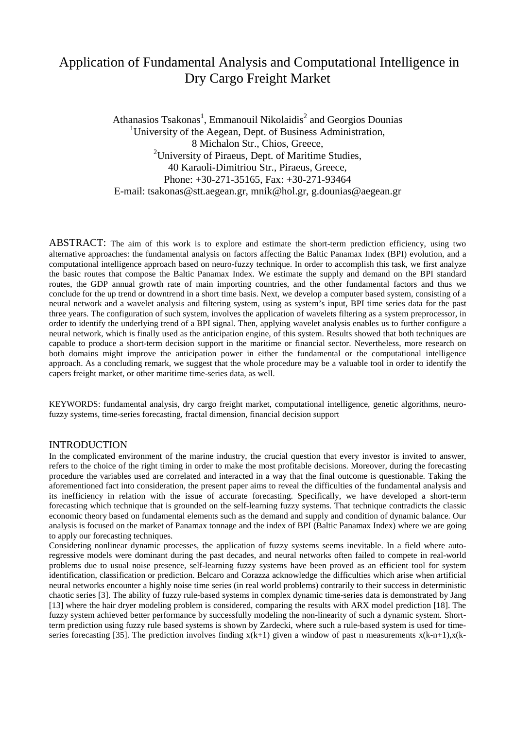# Application of Fundamental Analysis and Computational Intelligence in Dry Cargo Freight Market

Athanasios Tsakonas[1], Emmanouil Nikolaidis[2] and Georgios Dounias
[1]University of the Aegean, Dept. of Business Administration,
8 Michalon Str., Chios, Greece,
[2]University of Piraeus, Dept. of Maritime Studies,
40 Karaoli-Dimitriou Str., Piraeus, Greece,
Phone: +30-271-35165, Fax: +30-271-93464
E-mail: tsakonas@stt.aegean.gr, mnik@hol.gr, g.dounias@aegean.gr

ABSTRACT: The aim of this work is to explore and estimate the short-term prediction efficiency, using two alternative approaches: the fundamental analysis on factors affecting the Baltic Panamax Index (BPI) evolution, and a computational intelligence approach based on neuro-fuzzy technique. In order to accomplish this task, we first analyze the basic routes that compose the Baltic Panamax Index. We estimate the supply and demand on the BPI standard routes, the GDP annual growth rate of main importing countries, and the other fundamental factors and thus we conclude for the up trend or downtrend in a short time basis. Next, we develop a computer based system, consisting of a neural network and a wavelet analysis and filtering system, using as system's input, BPI time series data for the past three years. The configuration of such system, involves the application of wavelets filtering as a system preprocessor, in order to identify the underlying trend of a BPI signal. Then, applying wavelet analysis enables us to further configure a neural network, which is finally used as the anticipation engine, of this system. Results showed that both techniques are capable to produce a short-term decision support in the maritime or financial sector. Nevertheless, more research on both domains might improve the anticipation power in either the fundamental or the computational intelligence approach. As a concluding remark, we suggest that the whole procedure may be a valuable tool in order to identify the capers freight market, or other maritime time-series data, as well.

KEYWORDS: fundamental analysis, dry cargo freight market, computational intelligence, genetic algorithms, neuro-fuzzy systems, time-series forecasting, fractal dimension, financial decision support

## INTRODUCTION

In the complicated environment of the marine industry, the crucial question that every investor is invited to answer, refers to the choice of the right timing in order to make the most profitable decisions. Moreover, during the forecasting procedure the variables used are correlated and interacted in a way that the final outcome is questionable. Taking the aforementioned fact into consideration, the present paper aims to reveal the difficulties of the fundamental analysis and its inefficiency in relation with the issue of accurate forecasting. Specifically, we have developed a short-term forecasting which technique that is grounded on the self-learning fuzzy systems. That technique contradicts the classic economic theory based on fundamental elements such as the demand and supply and condition of dynamic balance. Our analysis is focused on the market of Panamax tonnage and the index of BPI (Baltic Panamax Index) where we are going to apply our forecasting techniques.

Considering nonlinear dynamic processes, the application of fuzzy systems seems inevitable. In a field where auto-regressive models were dominant during the past decades, and neural networks often failed to compete in real-world problems due to usual noise presence, self-learning fuzzy systems have been proved as an efficient tool for system identification, classification or prediction. Belcaro and Corazza acknowledge the difficulties which arise when artificial neural networks encounter a highly noise time series (in real world problems) contrarily to their success in deterministic chaotic series [3]. The ability of fuzzy rule-based systems in complex dynamic time-series data is demonstrated by Jang [13] where the hair dryer modeling problem is considered, comparing the results with ARX model prediction [18]. The fuzzy system achieved better performance by successfully modeling the non-linearity of such a dynamic system. Short-term prediction using fuzzy rule based systems is shown by Zardecki, where such a rule-based system is used for time-series forecasting [35]. The prediction involves finding $x(k+1)$ given a window of past n measurements $x(k-n+1)$,$x(k-$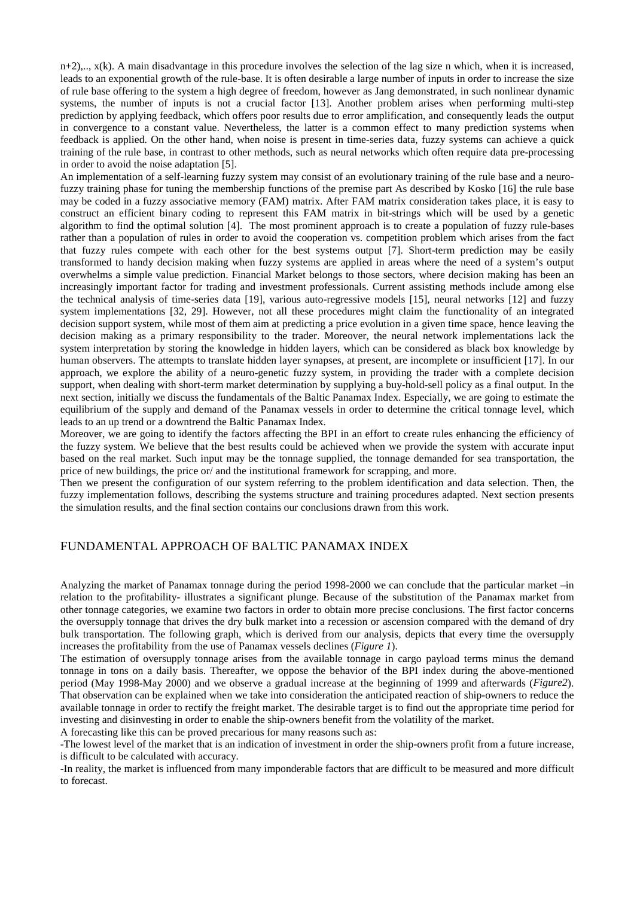n+2),.., x(k). A main disadvantage in this procedure involves the selection of the lag size n which, when it is increased, leads to an exponential growth of the rule-base. It is often desirable a large number of inputs in order to increase the size of rule base offering to the system a high degree of freedom, however as Jang demonstrated, in such nonlinear dynamic systems, the number of inputs is not a crucial factor [13]. Another problem arises when performing multi-step prediction by applying feedback, which offers poor results due to error amplification, and consequently leads the output in convergence to a constant value. Nevertheless, the latter is a common effect to many prediction systems when feedback is applied. On the other hand, when noise is present in time-series data, fuzzy systems can achieve a quick training of the rule base, in contrast to other methods, such as neural networks which often require data pre-processing in order to avoid the noise adaptation [5].

An implementation of a self-learning fuzzy system may consist of an evolutionary training of the rule base and a neuro-fuzzy training phase for tuning the membership functions of the premise part As described by Kosko [16] the rule base may be coded in a fuzzy associative memory (FAM) matrix. After FAM matrix consideration takes place, it is easy to construct an efficient binary coding to represent this FAM matrix in bit-strings which will be used by a genetic algorithm to find the optimal solution [4]. The most prominent approach is to create a population of fuzzy rule-bases rather than a population of rules in order to avoid the cooperation vs. competition problem which arises from the fact that fuzzy rules compete with each other for the best systems output [7]. Short-term prediction may be easily transformed to handy decision making when fuzzy systems are applied in areas where the need of a system's output overwhelms a simple value prediction. Financial Market belongs to those sectors, where decision making has been an increasingly important factor for trading and investment professionals. Current assisting methods include among else the technical analysis of time-series data [19], various auto-regressive models [15], neural networks [12] and fuzzy system implementations [32, 29]. However, not all these procedures might claim the functionality of an integrated decision support system, while most of them aim at predicting a price evolution in a given time space, hence leaving the decision making as a primary responsibility to the trader. Moreover, the neural network implementations lack the system interpretation by storing the knowledge in hidden layers, which can be considered as black box knowledge by human observers. The attempts to translate hidden layer synapses, at present, are incomplete or insufficient [17]. In our approach, we explore the ability of a neuro-genetic fuzzy system, in providing the trader with a complete decision support, when dealing with short-term market determination by supplying a buy-hold-sell policy as a final output. In the next section, initially we discuss the fundamentals of the Baltic Panamax Index. Especially, we are going to estimate the equilibrium of the supply and demand of the Panamax vessels in order to determine the critical tonnage level, which leads to an up trend or a downtrend the Baltic Panamax Index.

Moreover, we are going to identify the factors affecting the BPI in an effort to create rules enhancing the efficiency of the fuzzy system. We believe that the best results could be achieved when we provide the system with accurate input based on the real market. Such input may be the tonnage supplied, the tonnage demanded for sea transportation, the price of new buildings, the price or/ and the institutional framework for scrapping, and more.

Then we present the configuration of our system referring to the problem identification and data selection. Then, the fuzzy implementation follows, describing the systems structure and training procedures adapted. Next section presents the simulation results, and the final section contains our conclusions drawn from this work.

## FUNDAMENTAL APPROACH OF BALTIC PANAMAX INDEX

Analyzing the market of Panamax tonnage during the period 1998-2000 we can conclude that the particular market –in relation to the profitability- illustrates a significant plunge. Because of the substitution of the Panamax market from other tonnage categories, we examine two factors in order to obtain more precise conclusions. The first factor concerns the oversupply tonnage that drives the dry bulk market into a recession or ascension compared with the demand of dry bulk transportation. The following graph, which is derived from our analysis, depicts that every time the oversupply increases the profitability from the use of Panamax vessels declines (*Figure 1*).

The estimation of oversupply tonnage arises from the available tonnage in cargo payload terms minus the demand tonnage in tons on a daily basis. Thereafter, we oppose the behavior of the BPI index during the above-mentioned period (May 1998-May 2000) and we observe a gradual increase at the beginning of 1999 and afterwards (*Figure2*). That observation can be explained when we take into consideration the anticipated reaction of ship-owners to reduce the available tonnage in order to rectify the freight market. The desirable target is to find out the appropriate time period for investing and disinvesting in order to enable the ship-owners benefit from the volatility of the market.

A forecasting like this can be proved precarious for many reasons such as:

-The lowest level of the market that is an indication of investment in order the ship-owners profit from a future increase, is difficult to be calculated with accuracy.

-In reality, the market is influenced from many imponderable factors that are difficult to be measured and more difficult to forecast.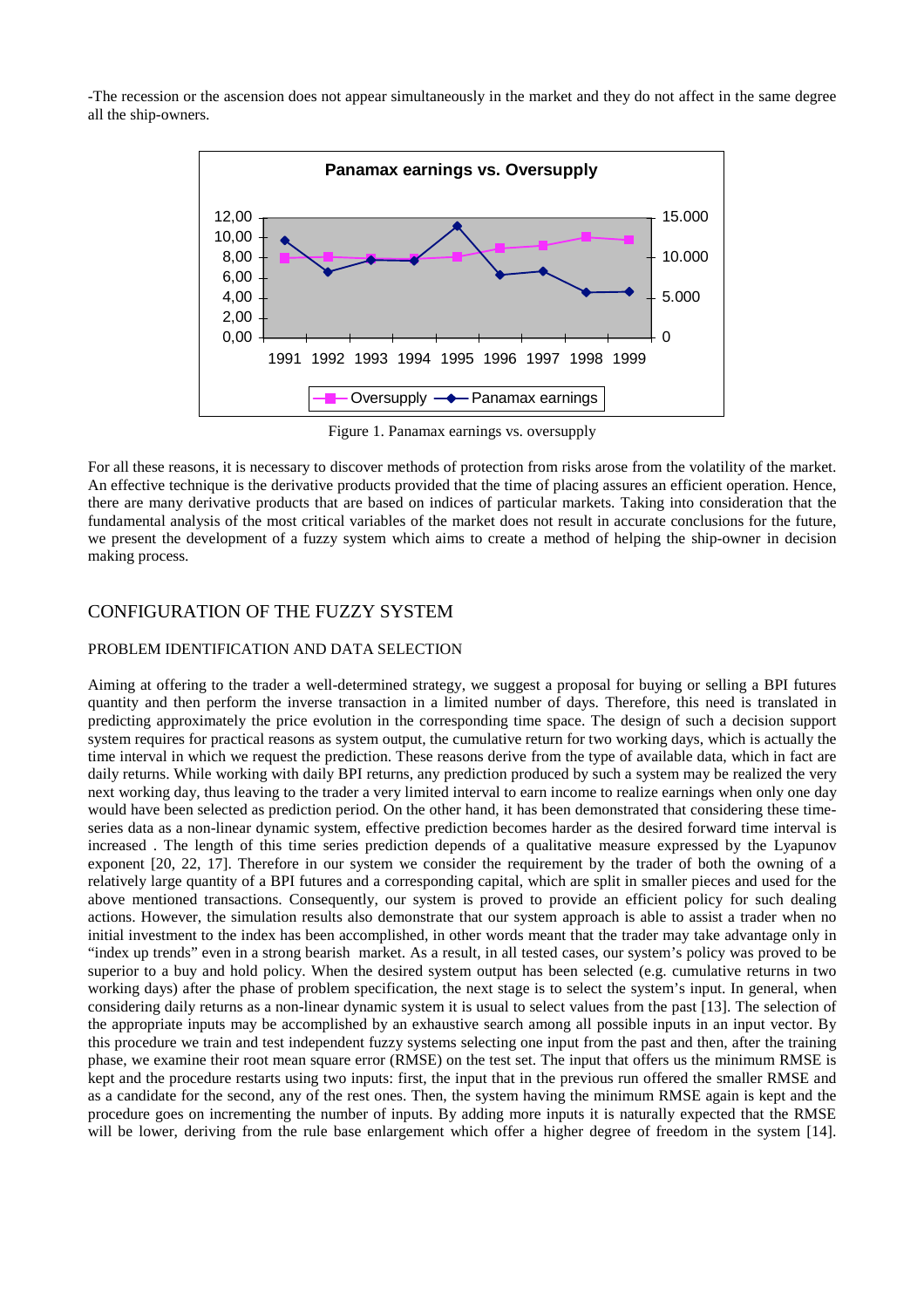-The recession or the ascension does not appear simultaneously in the market and they do not affect in the same degree all the ship-owners.

Figure 1. Panamax earnings vs. oversupply

For all these reasons, it is necessary to discover methods of protection from risks arose from the volatility of the market. An effective technique is the derivative products provided that the time of placing assures an efficient operation. Hence, there are many derivative products that are based on indices of particular markets. Taking into consideration that the fundamental analysis of the most critical variables of the market does not result in accurate conclusions for the future, we present the development of a fuzzy system which aims to create a method of helping the ship-owner in decision making process.

## CONFIGURATION OF THE FUZZY SYSTEM

### PROBLEM IDENTIFICATION AND DATA SELECTION

Aiming at offering to the trader a well-determined strategy, we suggest a proposal for buying or selling a BPI futures quantity and then perform the inverse transaction in a limited number of days. Therefore, this need is translated in predicting approximately the price evolution in the corresponding time space. The design of such a decision support system requires for practical reasons as system output, the cumulative return for two working days, which is actually the time interval in which we request the prediction. These reasons derive from the type of available data, which in fact are daily returns. While working with daily BPI returns, any prediction produced by such a system may be realized the very next working day, thus leaving to the trader a very limited interval to earn income to realize earnings when only one day would have been selected as prediction period. On the other hand, it has been demonstrated that considering these time-series data as a non-linear dynamic system, effective prediction becomes harder as the desired forward time interval is increased . The length of this time series prediction depends of a qualitative measure expressed by the Lyapunov exponent [20, 22, 17]. Therefore in our system we consider the requirement by the trader of both the owning of a relatively large quantity of a BPI futures and a corresponding capital, which are split in smaller pieces and used for the above mentioned transactions. Consequently, our system is proved to provide an efficient policy for such dealing actions. However, the simulation results also demonstrate that our system approach is able to assist a trader when no initial investment to the index has been accomplished, in other words meant that the trader may take advantage only in "index up trends" even in a strong bearish market. As a result, in all tested cases, our system's policy was proved to be superior to a buy and hold policy. When the desired system output has been selected (e.g. cumulative returns in two working days) after the phase of problem specification, the next stage is to select the system's input. In general, when considering daily returns as a non-linear dynamic system it is usual to select values from the past [13]. The selection of the appropriate inputs may be accomplished by an exhaustive search among all possible inputs in an input vector. By this procedure we train and test independent fuzzy systems selecting one input from the past and then, after the training phase, we examine their root mean square error (RMSE) on the test set. The input that offers us the minimum RMSE is kept and the procedure restarts using two inputs: first, the input that in the previous run offered the smaller RMSE and as a candidate for the second, any of the rest ones. Then, the system having the minimum RMSE again is kept and the procedure goes on incrementing the number of inputs. By adding more inputs it is naturally expected that the RMSE will be lower, deriving from the rule base enlargement which offer a higher degree of freedom in the system [14].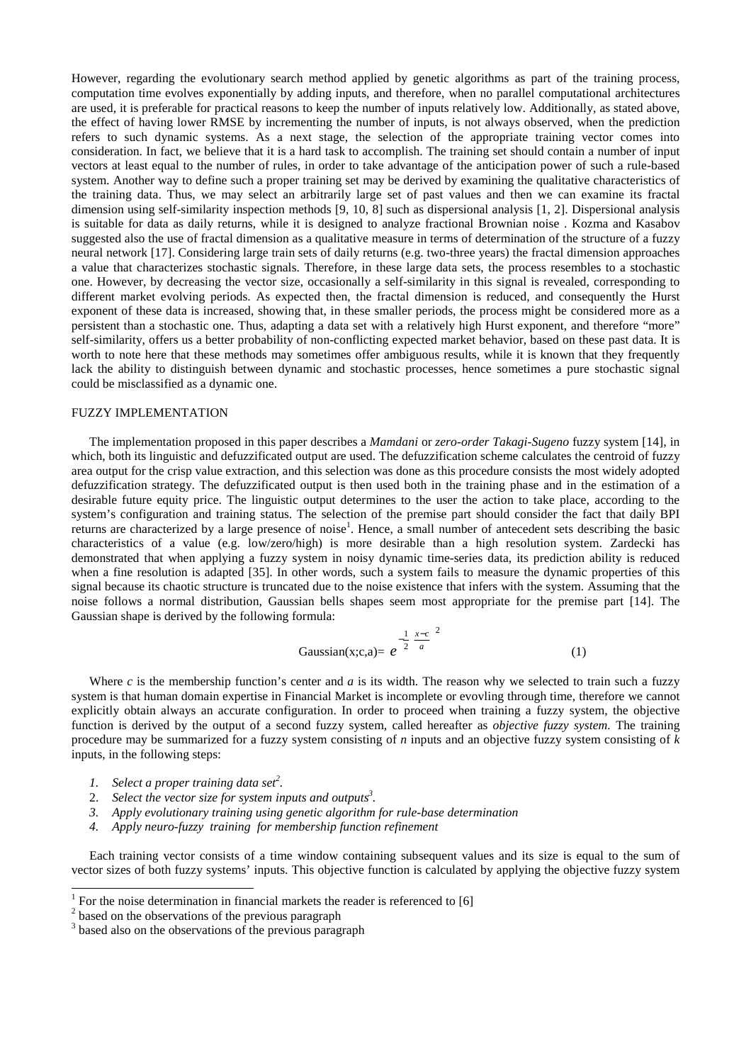However, regarding the evolutionary search method applied by genetic algorithms as part of the training process, computation time evolves exponentially by adding inputs, and therefore, when no parallel computational architectures are used, it is preferable for practical reasons to keep the number of inputs relatively low. Additionally, as stated above, the effect of having lower RMSE by incrementing the number of inputs, is not always observed, when the prediction refers to such dynamic systems. As a next stage, the selection of the appropriate training vector comes into consideration. In fact, we believe that it is a hard task to accomplish. The training set should contain a number of input vectors at least equal to the number of rules, in order to take advantage of the anticipation power of such a rule-based system. Another way to define such a proper training set may be derived by examining the qualitative characteristics of the training data. Thus, we may select an arbitrarily large set of past values and then we can examine its fractal dimension using self-similarity inspection methods [9, 10, 8] such as dispersional analysis [1, 2]. Dispersional analysis is suitable for data as daily returns, while it is designed to analyze fractional Brownian noise . Kozma and Kasabov suggested also the use of fractal dimension as a qualitative measure in terms of determination of the structure of a fuzzy neural network [17]. Considering large train sets of daily returns (e.g. two-three years) the fractal dimension approaches a value that characterizes stochastic signals. Therefore, in these large data sets, the process resembles to a stochastic one. However, by decreasing the vector size, occasionally a self-similarity in this signal is revealed, corresponding to different market evolving periods. As expected then, the fractal dimension is reduced, and consequently the Hurst exponent of these data is increased, showing that, in these smaller periods, the process might be considered more as a persistent than a stochastic one. Thus, adapting a data set with a relatively high Hurst exponent, and therefore "more" self-similarity, offers us a better probability of non-conflicting expected market behavior, based on these past data. It is worth to note here that these methods may sometimes offer ambiguous results, while it is known that they frequently lack the ability to distinguish between dynamic and stochastic processes, hence sometimes a pure stochastic signal could be misclassified as a dynamic one.

## FUZZY IMPLEMENTATION

The implementation proposed in this paper describes a *Mamdani* or *zero-order Takagi-Sugeno* fuzzy system [14], in which, both its linguistic and defuzzificated output are used. The defuzzification scheme calculates the centroid of fuzzy area output for the crisp value extraction, and this selection was done as this procedure consists the most widely adopted defuzzification strategy. The defuzzificated output is then used both in the training phase and in the estimation of a desirable future equity price. The linguistic output determines to the user the action to take place, according to the system's configuration and training status. The selection of the premise part should consider the fact that daily BPI returns are characterized by a large presence of noise[1]. Hence, a small number of antecedent sets describing the basic characteristics of a value (e.g. low/zero/high) is more desirable than a high resolution system. Zardecki has demonstrated that when applying a fuzzy system in noisy dynamic time-series data, its prediction ability is reduced when a fine resolution is adapted [35]. In other words, such a system fails to measure the dynamic properties of this signal because its chaotic structure is truncated due to the noise existence that infers with the system. Assuming that the noise follows a normal distribution, Gaussian bells shapes seem most appropriate for the premise part [14]. The Gaussian shape is derived by the following formula:

$$\text{Gaussian}(x;c,a) = e^{-\frac{1}{2}\left(\frac{x-c}{a}\right)^2} \qquad (1)$$

Where $c$ is the membership function's center and $a$ is its width. The reason why we selected to train such a fuzzy system is that human domain expertise in Financial Market is incomplete or evovling through time, therefore we cannot explicitly obtain always an accurate configuration. In order to proceed when training a fuzzy system, the objective function is derived by the output of a second fuzzy system, called hereafter as *objective fuzzy system.* The training procedure may be summarized for a fuzzy system consisting of $n$ inputs and an objective fuzzy system consisting of $k$ inputs, in the following steps:

1. *Select a proper training data set*[2].
2. *Select the vector size for system inputs and outputs*[3].
3. *Apply evolutionary training using genetic algorithm for rule-base determination*
4. *Apply neuro-fuzzy training for membership function refinement*

Each training vector consists of a time window containing subsequent values and its size is equal to the sum of vector sizes of both fuzzy systems' inputs. This objective function is calculated by applying the objective fuzzy system

[1] For the noise determination in financial markets the reader is referenced to [6]

[2] based on the observations of the previous paragraph

[3] based also on the observations of the previous paragraph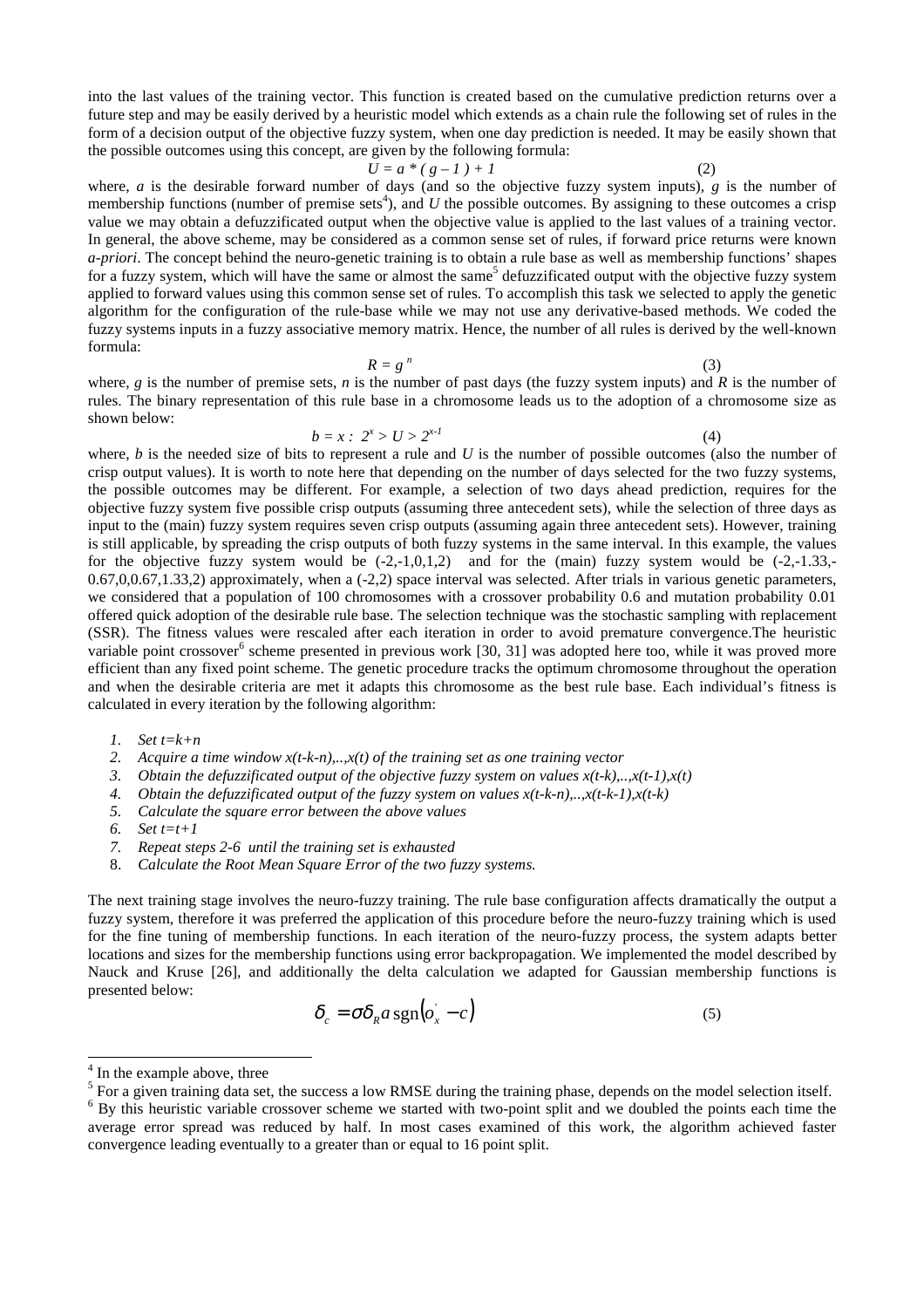into the last values of the training vector. This function is created based on the cumulative prediction returns over a future step and may be easily derived by a heuristic model which extends as a chain rule the following set of rules in the form of a decision output of the objective fuzzy system, when one day prediction is needed. It may be easily shown that the possible outcomes using this concept, are given by the following formula:

$$U = a * (g - 1) + 1 \quad (2)$$

where, *a* is the desirable forward number of days (and so the objective fuzzy system inputs), *g* is the number of membership functions (number of premise sets[4]), and *U* the possible outcomes. By assigning to these outcomes a crisp value we may obtain a defuzzificated output when the objective value is applied to the last values of a training vector. In general, the above scheme, may be considered as a common sense set of rules, if forward price returns were known *a-priori*. The concept behind the neuro-genetic training is to obtain a rule base as well as membership functions' shapes for a fuzzy system, which will have the same or almost the same[5] defuzzificated output with the objective fuzzy system applied to forward values using this common sense set of rules. To accomplish this task we selected to apply the genetic algorithm for the configuration of the rule-base while we may not use any derivative-based methods. We coded the fuzzy systems inputs in a fuzzy associative memory matrix. Hence, the number of all rules is derived by the well-known formula:

$$R = g^{n} \quad (3)$$

where, *g* is the number of premise sets, *n* is the number of past days (the fuzzy system inputs) and *R* is the number of rules. The binary representation of this rule base in a chromosome leads us to the adoption of a chromosome size as shown below:

$$b = x : \; 2^{x} > U > 2^{x-1} \quad (4)$$

where, *b* is the needed size of bits to represent a rule and *U* is the number of possible outcomes (also the number of crisp output values). It is worth to note here that depending on the number of days selected for the two fuzzy systems, the possible outcomes may be different. For example, a selection of two days ahead prediction, requires for the objective fuzzy system five possible crisp outputs (assuming three antecedent sets), while the selection of three days as input to the (main) fuzzy system requires seven crisp outputs (assuming again three antecedent sets). However, training is still applicable, by spreading the crisp outputs of both fuzzy systems in the same interval. In this example, the values for the objective fuzzy system would be (-2,-1,0,1,2) and for the (main) fuzzy system would be (-2,-1.33,-0.67,0,0.67,1.33,2) approximately, when a (-2,2) space interval was selected. After trials in various genetic parameters, we considered that a population of 100 chromosomes with a crossover probability 0.6 and mutation probability 0.01 offered quick adoption of the desirable rule base. The selection technique was the stochastic sampling with replacement (SSR). The fitness values were rescaled after each iteration in order to avoid premature convergence.The heuristic variable point crossover[6] scheme presented in previous work [30, 31] was adopted here too, while it was proved more efficient than any fixed point scheme. The genetic procedure tracks the optimum chromosome throughout the operation and when the desirable criteria are met it adapts this chromosome as the best rule base. Each individual's fitness is calculated in every iteration by the following algorithm:

1. *Set t=k+n*
2. *Acquire a time window x(t-k-n),..,x(t) of the training set as one training vector*
3. *Obtain the defuzzificated output of the objective fuzzy system on values x(t-k),..,x(t-1),x(t)*
4. *Obtain the defuzzificated output of the fuzzy system on values x(t-k-n),..,x(t-k-1),x(t-k)*
5. *Calculate the square error between the above values*
6. *Set t=t+1*
7. *Repeat steps 2-6 until the training set is exhausted*
8. *Calculate the Root Mean Square Error of the two fuzzy systems.*

The next training stage involves the neuro-fuzzy training. The rule base configuration affects dramatically the output a fuzzy system, therefore it was preferred the application of this procedure before the neuro-fuzzy training which is used for the fine tuning of membership functions. In each iteration of the neuro-fuzzy process, the system adapts better locations and sizes for the membership functions using error backpropagation. We implemented the model described by Nauck and Kruse [26], and additionally the delta calculation we adapted for Gaussian membership functions is presented below:

$$\delta_{c} = \sigma \delta_{R} a \,\mathrm{sgn}\left(o_{x}^{'} - c\right) \quad (5)$$

---

[4] In the example above, three

[5] For a given training data set, the success a low RMSE during the training phase, depends on the model selection itself.

[6] By this heuristic variable crossover scheme we started with two-point split and we doubled the points each time the average error spread was reduced by half. In most cases examined of this work, the algorithm achieved faster convergence leading eventually to a greater than or equal to 16 point split.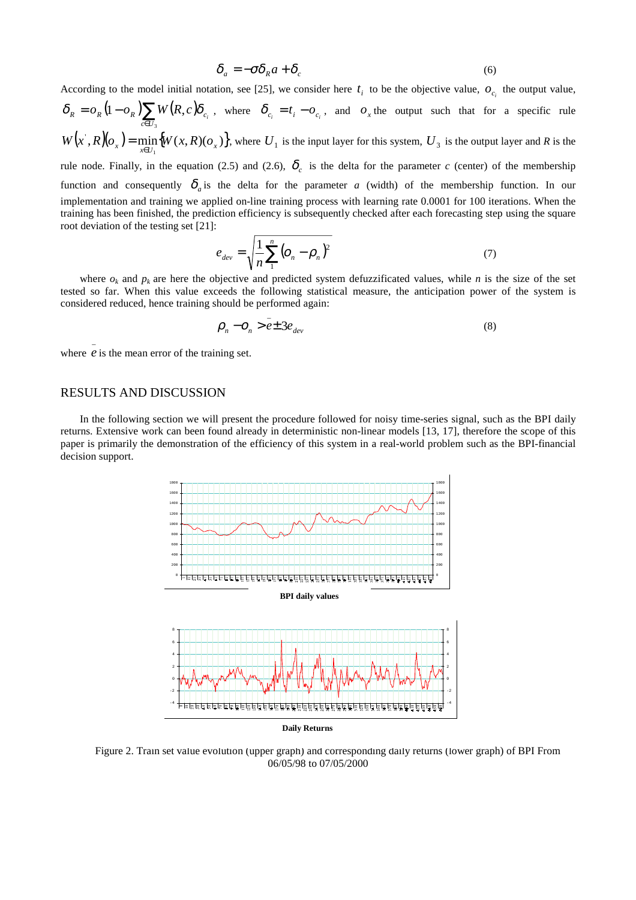$$\delta_a = -\sigma\delta_R a + \delta_c \tag{6}$$

According to the model initial notation, see [25], we consider here $t_i$ to be the objective value, $o_{c_i}$ the output value, $\delta_R = o_R(1-o_R)\sum_{c\in U_3} W(R,c)\delta_{c_i}$, where $\delta_{c_i} = t_i - o_{c_i}$, and $o_x$ the output such that for a specific rule $W(x', R)(o_x) = \min_{x\in U_1}\{W(x,R)(o_x)\}$, where $U_1$ is the input layer for this system, $U_3$ is the output layer and *R* is the rule node. Finally, in the equation (2.5) and (2.6), $\delta_c$ is the delta for the parameter *c* (center) of the membership function and consequently $\delta_a$ is the delta for the parameter *a* (width) of the membership function. In our implementation and training we applied on-line training process with learning rate 0.0001 for 100 iterations. When the training has been finished, the prediction efficiency is subsequently checked after each forecasting step using the square root deviation of the testing set [21]:

$$e_{dev} = \sqrt{\frac{1}{n}\sum_{1}^{n}(o_n - p_n)^2} \tag{7}$$

where $o_k$ and $p_k$ are here the objective and predicted system defuzzificated values, while *n* is the size of the set tested so far. When this value exceeds the following statistical measure, the anticipation power of the system is considered reduced, hence training should be performed again:

$$p_n - o_n > \bar{e} \pm 3e_{dev} \tag{8}$$

where $\bar{e}$ is the mean error of the training set.

## RESULTS AND DISCUSSION

In the following section we will present the procedure followed for noisy time-series signal, such as the BPI daily returns. Extensive work can been found already in deterministic non-linear models [13, 17], therefore the scope of this paper is primarily the demonstration of the efficiency of this system in a real-world problem such as the BPI-financial decision support.

**BPI daily values**

**Daily Returns**

Figure 2. Train set value evolution (upper graph) and corresponding daily returns (lower graph) of BPI From 06/05/98 to 07/05/2000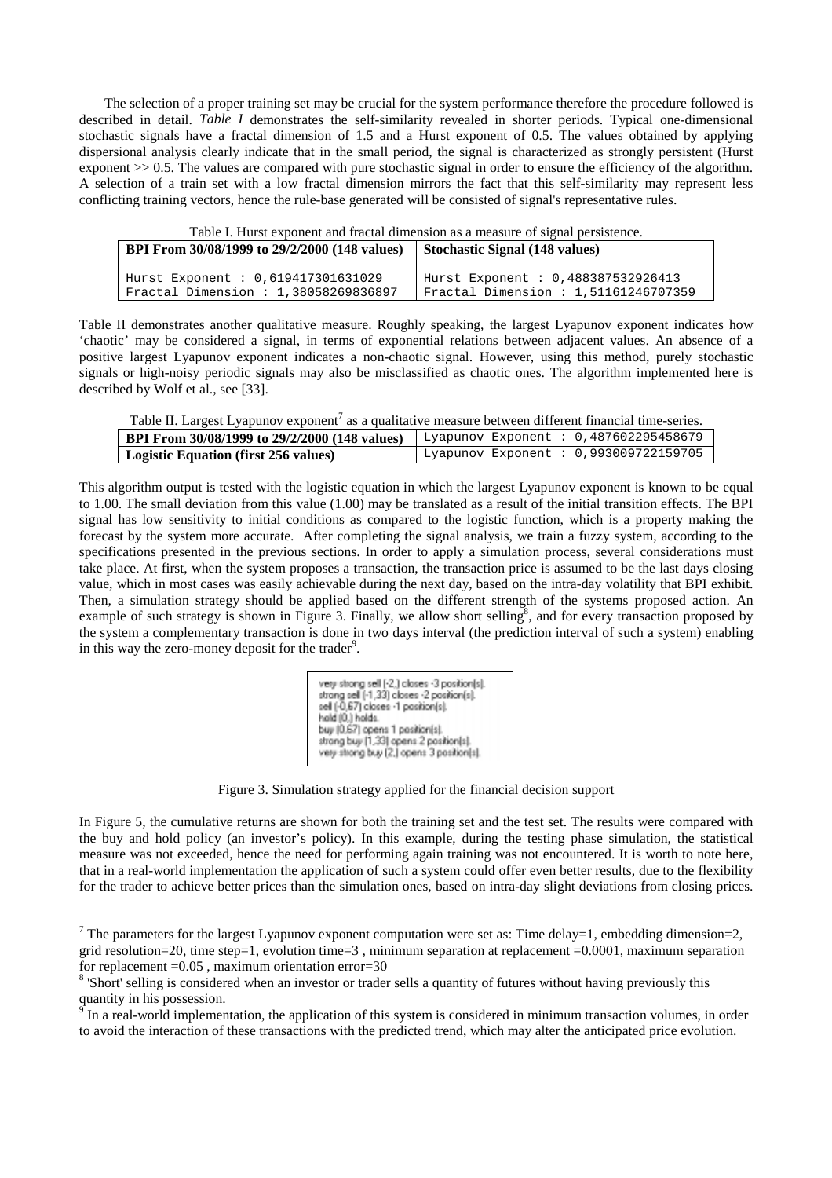The selection of a proper training set may be crucial for the system performance therefore the procedure followed is described in detail. *Table I* demonstrates the self-similarity revealed in shorter periods. Typical one-dimensional stochastic signals have a fractal dimension of 1.5 and a Hurst exponent of 0.5. The values obtained by applying dispersional analysis clearly indicate that in the small period, the signal is characterized as strongly persistent (Hurst exponent >> 0.5. The values are compared with pure stochastic signal in order to ensure the efficiency of the algorithm. A selection of a train set with a low fractal dimension mirrors the fact that this self-similarity may represent less conflicting training vectors, hence the rule-base generated will be consisted of signal's representative rules.

Table I. Hurst exponent and fractal dimension as a measure of signal persistence.

| BPI From 30/08/1999 to 29/2/2000 (148 values) | Stochastic Signal (148 values) |
|---|---|
| Hurst Exponent : 0,619417301631029<br>Fractal Dimension : 1,38058269836897 | Hurst Exponent : 0,488387532926413<br>Fractal Dimension : 1,51161246707359 |

Table II demonstrates another qualitative measure. Roughly speaking, the largest Lyapunov exponent indicates how 'chaotic' may be considered a signal, in terms of exponential relations between adjacent values. An absence of a positive largest Lyapunov exponent indicates a non-chaotic signal. However, using this method, purely stochastic signals or high-noisy periodic signals may also be misclassified as chaotic ones. The algorithm implemented here is described by Wolf et al., see [33].

Table II. Largest Lyapunov exponent[7] as a qualitative measure between different financial time-series.

| BPI From 30/08/1999 to 29/2/2000 (148 values) | Lyapunov Exponent : 0,487602295458679 |
|---|---|
| Logistic Equation (first 256 values) | Lyapunov Exponent : 0,993009722159705 |

This algorithm output is tested with the logistic equation in which the largest Lyapunov exponent is known to be equal to 1.00. The small deviation from this value (1.00) may be translated as a result of the initial transition effects. The BPI signal has low sensitivity to initial conditions as compared to the logistic function, which is a property making the forecast by the system more accurate. After completing the signal analysis, we train a fuzzy system, according to the specifications presented in the previous sections. In order to apply a simulation process, several considerations must take place. At first, when the system proposes a transaction, the transaction price is assumed to be the last days closing value, which in most cases was easily achievable during the next day, based on the intra-day volatility that BPI exhibit. Then, a simulation strategy should be applied based on the different strength of the systems proposed action. An example of such strategy is shown in Figure 3. Finally, we allow short selling[8], and for every transaction proposed by the system a complementary transaction is done in two days interval (the prediction interval of such a system) enabling in this way the zero-money deposit for the trader[9].

```
very strong sell (-2,) closes -3 position(s).
strong sell (-1,33) closes -2 position(s).
sell (-0,67) closes -1 position(s).
hold (0,) holds.
buy (0,67) opens 1 position(s).
strong buy (1,33) opens 2 position(s).
very strong buy (2,) opens 3 position(s).
```

Figure 3. Simulation strategy applied for the financial decision support

In Figure 5, the cumulative returns are shown for both the training set and the test set. The results were compared with the buy and hold policy (an investor's policy). In this example, during the testing phase simulation, the statistical measure was not exceeded, hence the need for performing again training was not encountered. It is worth to note here, that in a real-world implementation the application of such a system could offer even better results, due to the flexibility for the trader to achieve better prices than the simulation ones, based on intra-day slight deviations from closing prices.

---

[7] The parameters for the largest Lyapunov exponent computation were set as: Time delay=1, embedding dimension=2, grid resolution=20, time step=1, evolution time=3 , minimum separation at replacement =0.0001, maximum separation for replacement =0.05 , maximum orientation error=30

[8] 'Short' selling is considered when an investor or trader sells a quantity of futures without having previously this quantity in his possession.

[9] In a real-world implementation, the application of this system is considered in minimum transaction volumes, in order to avoid the interaction of these transactions with the predicted trend, which may alter the anticipated price evolution.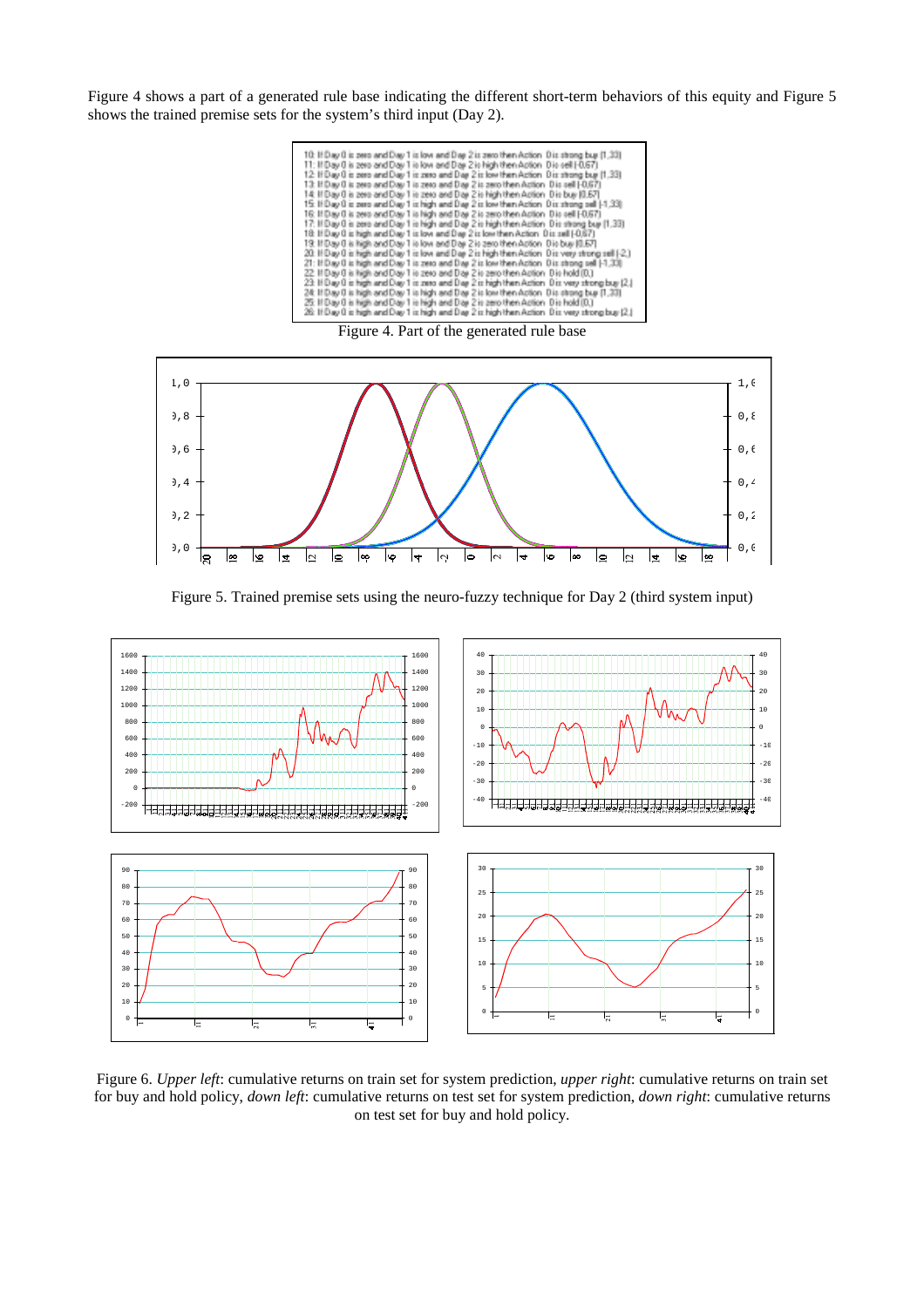Figure 4 shows a part of a generated rule base indicating the different short-term behaviors of this equity and Figure 5 shows the trained premise sets for the system's third input (Day 2).

```
10: If Day 0 is zero and Day 1 is low and Day 2 is zero then Action 0 is strong buy (1,33)
11: If Day 0 is zero and Day 1 is low and Day 2 is high then Action 0 is sell (-0,67)
12: If Day 0 is zero and Day 1 is zero and Day 2 is low then Action 0 is strong buy (1,33)
13: If Day 0 is zero and Day 1 is zero and Day 2 is zero then Action 0 is sell (-0,67)
14: If Day 0 is zero and Day 1 is zero and Day 2 is high then Action 0 is buy (0,67)
15: If Day 0 is zero and Day 1 is high and Day 2 is low then Action 0 is strong sell (-1,33)
16: If Day 0 is zero and Day 1 is high and Day 2 is zero then Action 0 is sell (-0,67)
17: If Day 0 is zero and Day 1 is high and Day 2 is high then Action 0 is strong buy (1,33)
18: If Day 0 is high and Day 1 is low and Day 2 is low then Action 0 is sell (-0,67)
19: If Day 0 is high and Day 1 is low and Day 2 is zero then Action 0 is buy (0,67)
20: If Day 0 is high and Day 1 is low and Day 2 is high then Action 0 is very strong sell (-2,)
21: If Day 0 is high and Day 1 is zero and Day 2 is low then Action 0 is strong sell (-1,33)
22: If Day 0 is high and Day 1 is zero and Day 2 is zero then Action 0 is hold (0,)
23: If Day 0 is high and Day 1 is zero and Day 2 is high then Action 0 is very strong buy (2,)
24: If Day 0 is high and Day 1 is high and Day 2 is low then Action 0 is strong buy (1,33)
25: If Day 0 is high and Day 1 is high and Day 2 is zero then Action 0 is hold (0,)
26: If Day 0 is high and Day 1 is high and Day 2 is high then Action 0 is very strong buy (2,)
```

Figure 4. Part of the generated rule base

Figure 5. Trained premise sets using the neuro-fuzzy technique for Day 2 (third system input)

Figure 6. *Upper left*: cumulative returns on train set for system prediction, *upper right*: cumulative returns on train set for buy and hold policy, *down left*: cumulative returns on test set for system prediction, *down right*: cumulative returns on test set for buy and hold policy.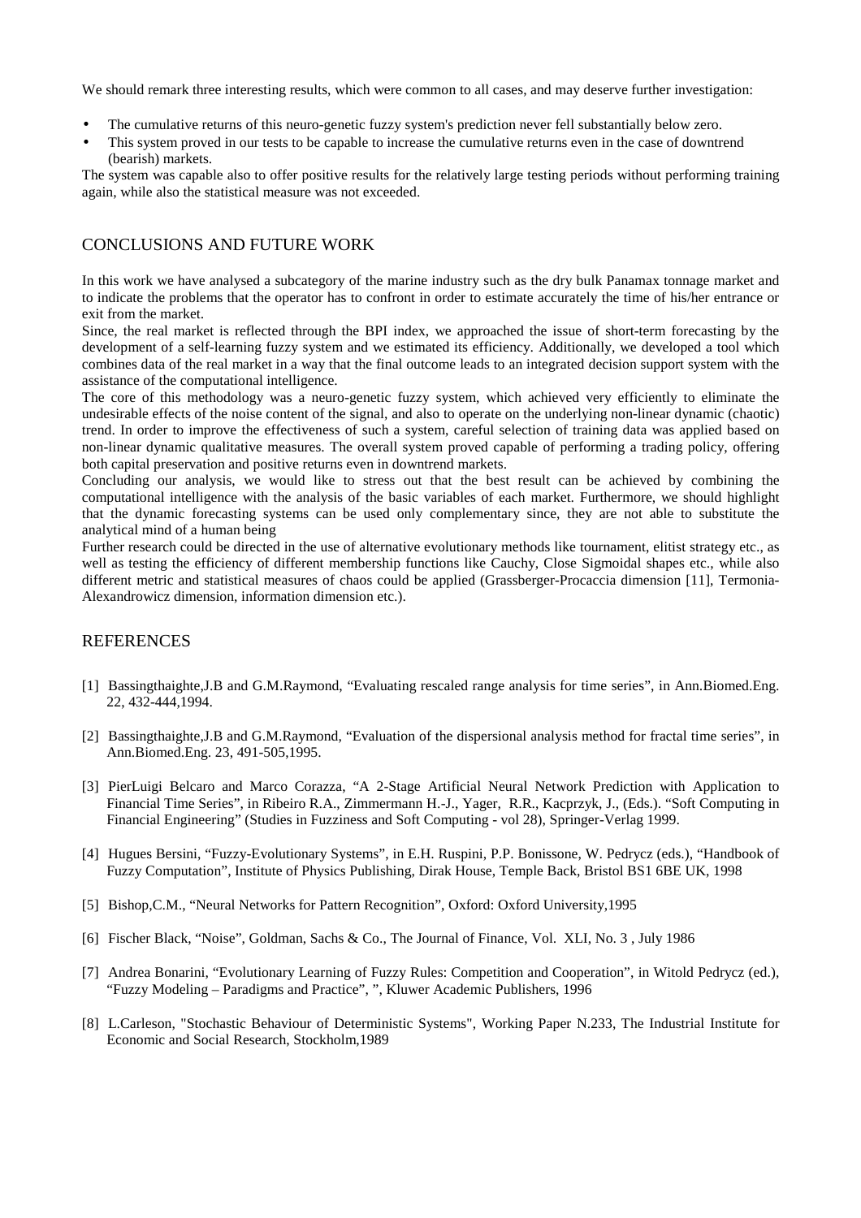We should remark three interesting results, which were common to all cases, and may deserve further investigation:

- The cumulative returns of this neuro-genetic fuzzy system's prediction never fell substantially below zero.
- This system proved in our tests to be capable to increase the cumulative returns even in the case of downtrend (bearish) markets.

The system was capable also to offer positive results for the relatively large testing periods without performing training again, while also the statistical measure was not exceeded.

## CONCLUSIONS AND FUTURE WORK

In this work we have analysed a subcategory of the marine industry such as the dry bulk Panamax tonnage market and to indicate the problems that the operator has to confront in order to estimate accurately the time of his/her entrance or exit from the market.

Since, the real market is reflected through the BPI index, we approached the issue of short-term forecasting by the development of a self-learning fuzzy system and we estimated its efficiency. Additionally, we developed a tool which combines data of the real market in a way that the final outcome leads to an integrated decision support system with the assistance of the computational intelligence.

The core of this methodology was a neuro-genetic fuzzy system, which achieved very efficiently to eliminate the undesirable effects of the noise content of the signal, and also to operate on the underlying non-linear dynamic (chaotic) trend. In order to improve the effectiveness of such a system, careful selection of training data was applied based on non-linear dynamic qualitative measures. The overall system proved capable of performing a trading policy, offering both capital preservation and positive returns even in downtrend markets.

Concluding our analysis, we would like to stress out that the best result can be achieved by combining the computational intelligence with the analysis of the basic variables of each market. Furthermore, we should highlight that the dynamic forecasting systems can be used only complementary since, they are not able to substitute the analytical mind of a human being

Further research could be directed in the use of alternative evolutionary methods like tournament, elitist strategy etc., as well as testing the efficiency of different membership functions like Cauchy, Close Sigmoidal shapes etc., while also different metric and statistical measures of chaos could be applied (Grassberger-Procaccia dimension [11], Termonia-Alexandrowicz dimension, information dimension etc.).

## REFERENCES

[1] Bassingthaighte,J.B and G.M.Raymond, "Evaluating rescaled range analysis for time series", in Ann.Biomed.Eng. 22, 432-444,1994.

[2] Bassingthaighte,J.B and G.M.Raymond, "Evaluation of the dispersional analysis method for fractal time series", in Ann.Biomed.Eng. 23, 491-505,1995.

[3] PierLuigi Belcaro and Marco Corazza, "A 2-Stage Artificial Neural Network Prediction with Application to Financial Time Series", in Ribeiro R.A., Zimmermann H.-J., Yager, R.R., Kacprzyk, J., (Eds.). "Soft Computing in Financial Engineering" (Studies in Fuzziness and Soft Computing - vol 28), Springer-Verlag 1999.

[4] Hugues Bersini, "Fuzzy-Evolutionary Systems", in E.H. Ruspini, P.P. Bonissone, W. Pedrycz (eds.), "Handbook of Fuzzy Computation", Institute of Physics Publishing, Dirak House, Temple Back, Bristol BS1 6BE UK, 1998

[5] Bishop,C.M., "Neural Networks for Pattern Recognition", Oxford: Oxford University,1995

[6] Fischer Black, "Noise", Goldman, Sachs & Co., The Journal of Finance, Vol. XLI, No. 3 , July 1986

[7] Andrea Bonarini, "Evolutionary Learning of Fuzzy Rules: Competition and Cooperation", in Witold Pedrycz (ed.), "Fuzzy Modeling – Paradigms and Practice", ", Kluwer Academic Publishers, 1996

[8] L.Carleson, "Stochastic Behaviour of Deterministic Systems", Working Paper N.233, The Industrial Institute for Economic and Social Research, Stockholm,1989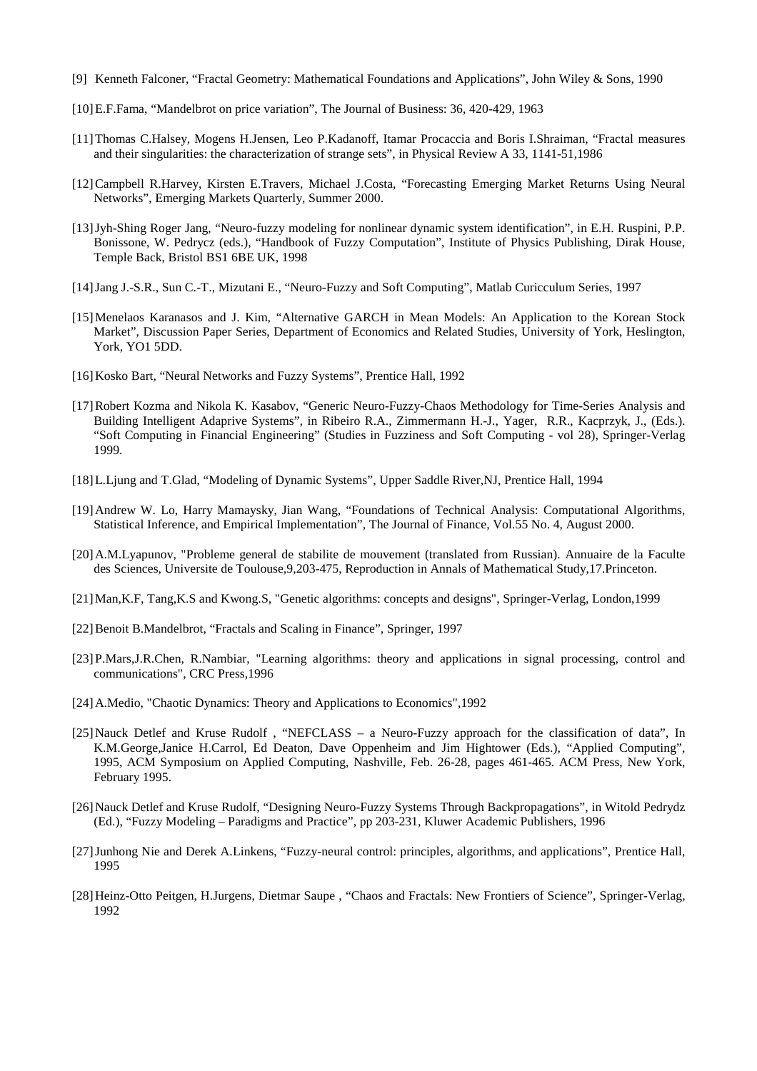[9] Kenneth Falconer, “Fractal Geometry: Mathematical Foundations and Applications”, John Wiley & Sons, 1990

[10] E.F.Fama, “Mandelbrot on price variation”, The Journal of Business: 36, 420-429, 1963

[11] Thomas C.Halsey, Mogens H.Jensen, Leo P.Kadanoff, Itamar Procaccia and Boris I.Shraiman, “Fractal measures and their singularities: the characterization of strange sets”, in Physical Review A 33, 1141-51,1986

[12] Campbell R.Harvey, Kirsten E.Travers, Michael J.Costa, “Forecasting Emerging Market Returns Using Neural Networks”, Emerging Markets Quarterly, Summer 2000.

[13] Jyh-Shing Roger Jang, “Neuro-fuzzy modeling for nonlinear dynamic system identification”, in E.H. Ruspini, P.P. Bonissone, W. Pedrycz (eds.), “Handbook of Fuzzy Computation”, Institute of Physics Publishing, Dirak House, Temple Back, Bristol BS1 6BE UK, 1998

[14] Jang J.-S.R., Sun C.-T., Mizutani E., “Neuro-Fuzzy and Soft Computing”, Matlab Curicculum Series, 1997

[15] Menelaos Karanasos and J. Kim, “Alternative GARCH in Mean Models: An Application to the Korean Stock Market”, Discussion Paper Series, Department of Economics and Related Studies, University of York, Heslington, York, YO1 5DD.

[16] Kosko Bart, “Neural Networks and Fuzzy Systems”, Prentice Hall, 1992

[17] Robert Kozma and Nikola K. Kasabov, “Generic Neuro-Fuzzy-Chaos Methodology for Time-Series Analysis and Building Intelligent Adaprive Systems”, in Ribeiro R.A., Zimmermann H.-J., Yager, R.R., Kacprzyk, J., (Eds.). “Soft Computing in Financial Engineering” (Studies in Fuzziness and Soft Computing - vol 28), Springer-Verlag 1999.

[18] L.Ljung and T.Glad, “Modeling of Dynamic Systems”, Upper Saddle River,NJ, Prentice Hall, 1994

[19] Andrew W. Lo, Harry Mamaysky, Jian Wang, “Foundations of Technical Analysis: Computational Algorithms, Statistical Inference, and Empirical Implementation”, The Journal of Finance, Vol.55 No. 4, August 2000.

[20] A.M.Lyapunov, "Probleme general de stabilite de mouvement (translated from Russian). Annuaire de la Faculte des Sciences, Universite de Toulouse,9,203-475, Reproduction in Annals of Mathematical Study,17.Princeton.

[21] Man,K.F, Tang,K.S and Kwong.S, "Genetic algorithms: concepts and designs", Springer-Verlag, London,1999

[22] Benoit B.Mandelbrot, “Fractals and Scaling in Finance”, Springer, 1997

[23] P.Mars,J.R.Chen, R.Nambiar, "Learning algorithms: theory and applications in signal processing, control and communications", CRC Press,1996

[24] A.Medio, "Chaotic Dynamics: Theory and Applications to Economics",1992

[25] Nauck Detlef and Kruse Rudolf , “NEFCLASS – a Neuro-Fuzzy approach for the classification of data”, In K.M.George,Janice H.Carrol, Ed Deaton, Dave Oppenheim and Jim Hightower (Eds.), “Applied Computing”, 1995, ACM Symposium on Applied Computing, Nashville, Feb. 26-28, pages 461-465. ACM Press, New York, February 1995.

[26] Nauck Detlef and Kruse Rudolf, “Designing Neuro-Fuzzy Systems Through Backpropagations”, in Witold Pedrydz (Ed.), “Fuzzy Modeling – Paradigms and Practice”, pp 203-231, Kluwer Academic Publishers, 1996

[27] Junhong Nie and Derek A.Linkens, “Fuzzy-neural control: principles, algorithms, and applications”, Prentice Hall, 1995

[28] Heinz-Otto Peitgen, H.Jurgens, Dietmar Saupe , “Chaos and Fractals: New Frontiers of Science”, Springer-Verlag, 1992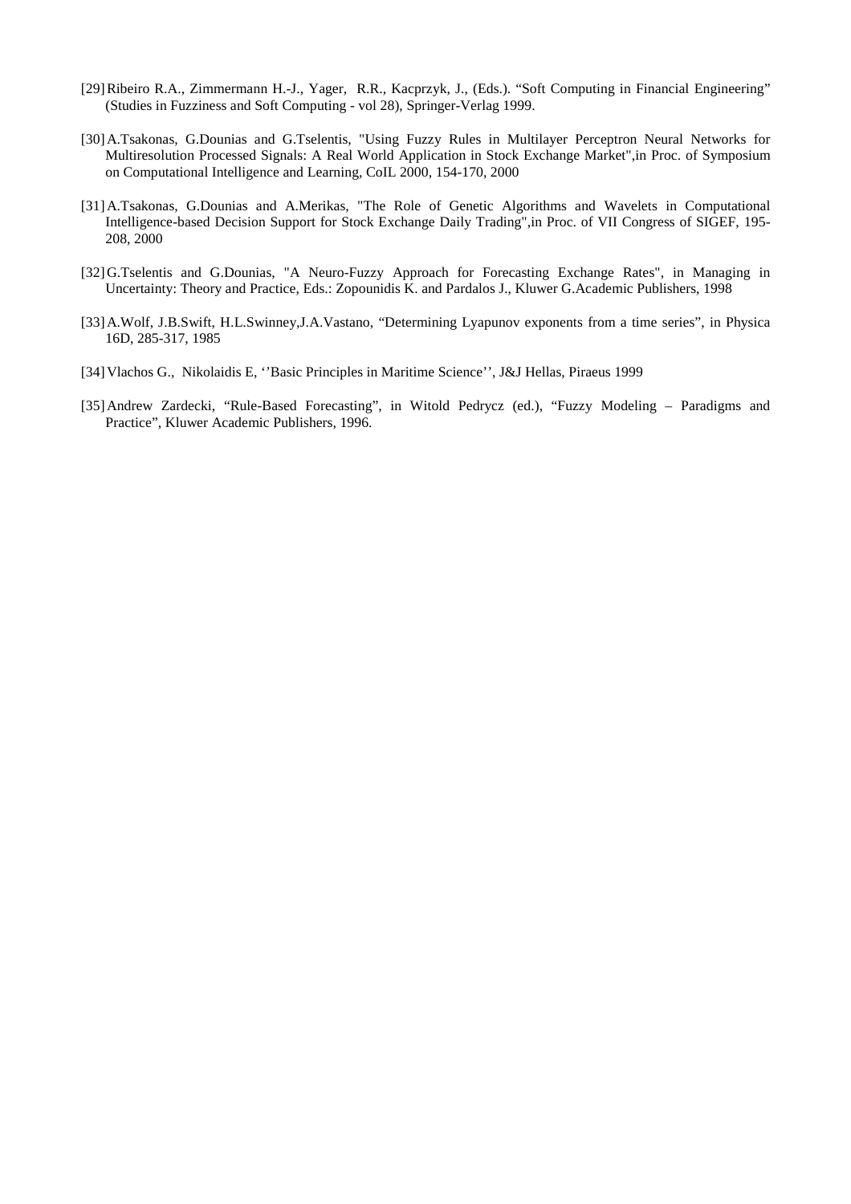[29] Ribeiro R.A., Zimmermann H.-J., Yager, R.R., Kacprzyk, J., (Eds.). “Soft Computing in Financial Engineering” (Studies in Fuzziness and Soft Computing - vol 28), Springer-Verlag 1999.

[30] A.Tsakonas, G.Dounias and G.Tselentis, "Using Fuzzy Rules in Multilayer Perceptron Neural Networks for Multiresolution Processed Signals: A Real World Application in Stock Exchange Market",in Proc. of Symposium on Computational Intelligence and Learning, CoIL 2000, 154-170, 2000

[31] A.Tsakonas, G.Dounias and A.Merikas, "The Role of Genetic Algorithms and Wavelets in Computational Intelligence-based Decision Support for Stock Exchange Daily Trading",in Proc. of VII Congress of SIGEF, 195-208, 2000

[32] G.Tselentis and G.Dounias, "A Neuro-Fuzzy Approach for Forecasting Exchange Rates", in Managing in Uncertainty: Theory and Practice, Eds.: Zopounidis K. and Pardalos J., Kluwer G.Academic Publishers, 1998

[33] A.Wolf, J.B.Swift, H.L.Swinney,J.A.Vastano, “Determining Lyapunov exponents from a time series”, in Physica 16D, 285-317, 1985

[34] Vlachos G., Nikolaidis E, ‘’Basic Principles in Maritime Science’’, J&J Hellas, Piraeus 1999

[35] Andrew Zardecki, “Rule-Based Forecasting”, in Witold Pedrycz (ed.), “Fuzzy Modeling – Paradigms and Practice”, Kluwer Academic Publishers, 1996.